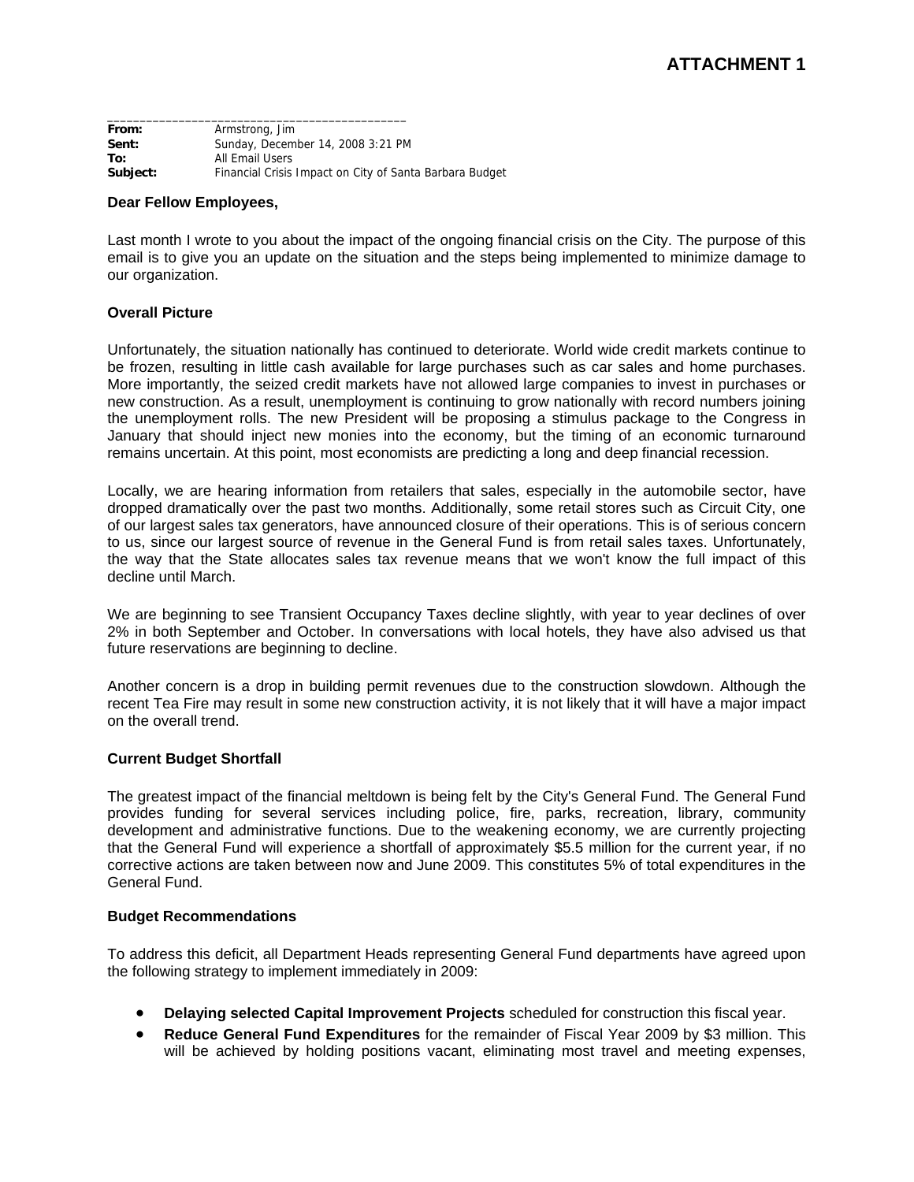# ATTACHMENT 1

**From:** Armstrong, Jim
**Sent:** Sunday, December 14, 2008 3:21 PM
**To:** All Email Users
**Subject:** Financial Crisis Impact on City of Santa Barbara Budget

**Dear Fellow Employees,**

Last month I wrote to you about the impact of the ongoing financial crisis on the City. The purpose of this email is to give you an update on the situation and the steps being implemented to minimize damage to our organization.

**Overall Picture**

Unfortunately, the situation nationally has continued to deteriorate. World wide credit markets continue to be frozen, resulting in little cash available for large purchases such as car sales and home purchases. More importantly, the seized credit markets have not allowed large companies to invest in purchases or new construction. As a result, unemployment is continuing to grow nationally with record numbers joining the unemployment rolls. The new President will be proposing a stimulus package to the Congress in January that should inject new monies into the economy, but the timing of an economic turnaround remains uncertain. At this point, most economists are predicting a long and deep financial recession.

Locally, we are hearing information from retailers that sales, especially in the automobile sector, have dropped dramatically over the past two months. Additionally, some retail stores such as Circuit City, one of our largest sales tax generators, have announced closure of their operations. This is of serious concern to us, since our largest source of revenue in the General Fund is from retail sales taxes. Unfortunately, the way that the State allocates sales tax revenue means that we won't know the full impact of this decline until March.

We are beginning to see Transient Occupancy Taxes decline slightly, with year to year declines of over 2% in both September and October. In conversations with local hotels, they have also advised us that future reservations are beginning to decline.

Another concern is a drop in building permit revenues due to the construction slowdown. Although the recent Tea Fire may result in some new construction activity, it is not likely that it will have a major impact on the overall trend.

**Current Budget Shortfall**

The greatest impact of the financial meltdown is being felt by the City's General Fund. The General Fund provides funding for several services including police, fire, parks, recreation, library, community development and administrative functions. Due to the weakening economy, we are currently projecting that the General Fund will experience a shortfall of approximately $5.5 million for the current year, if no corrective actions are taken between now and June 2009. This constitutes 5% of total expenditures in the General Fund.

**Budget Recommendations**

To address this deficit, all Department Heads representing General Fund departments have agreed upon the following strategy to implement immediately in 2009:

- **Delaying selected Capital Improvement Projects** scheduled for construction this fiscal year.
- **Reduce General Fund Expenditures** for the remainder of Fiscal Year 2009 by $3 million. This will be achieved by holding positions vacant, eliminating most travel and meeting expenses,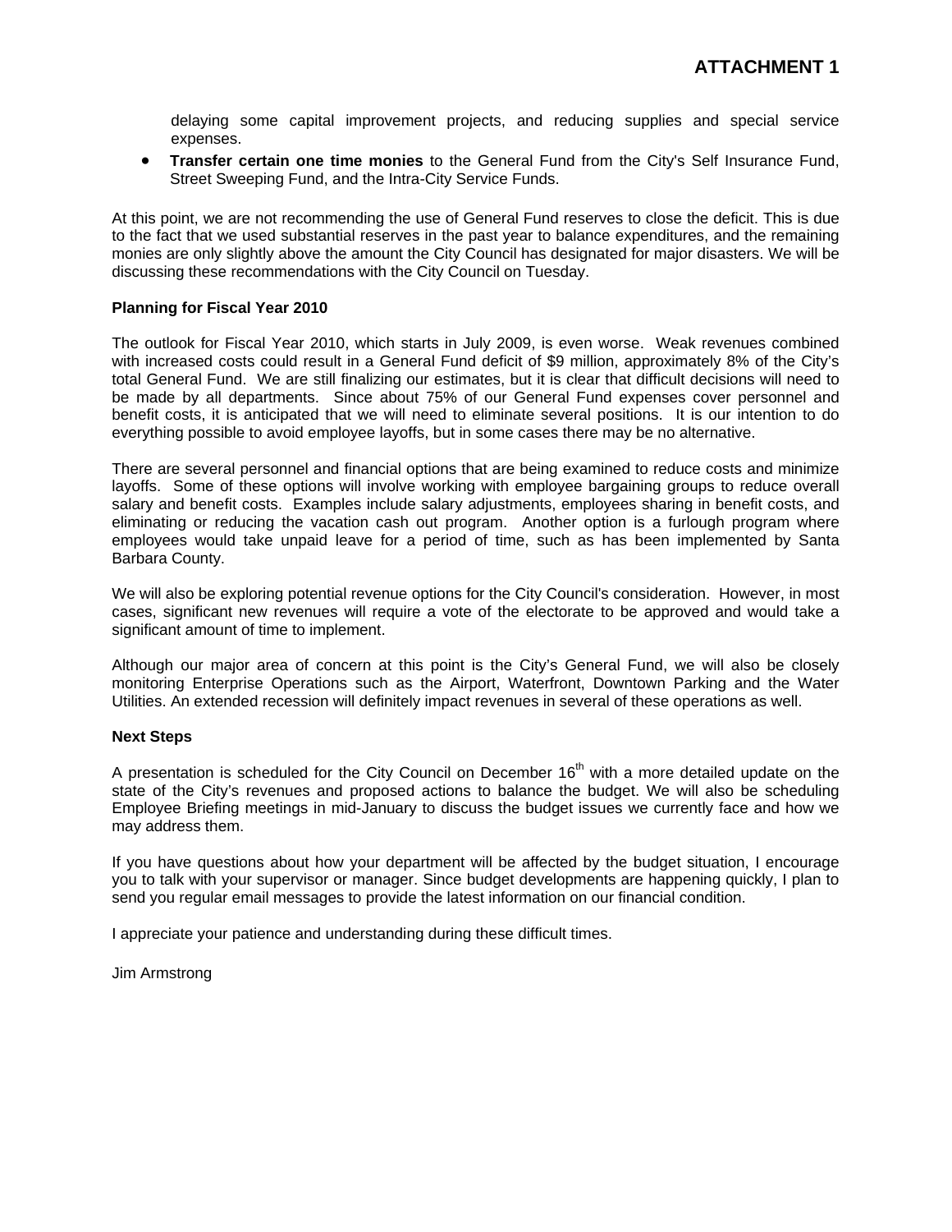# ATTACHMENT 1

delaying some capital improvement projects, and reducing supplies and special service expenses.

- **Transfer certain one time monies** to the General Fund from the City's Self Insurance Fund, Street Sweeping Fund, and the Intra-City Service Funds.

At this point, we are not recommending the use of General Fund reserves to close the deficit. This is due to the fact that we used substantial reserves in the past year to balance expenditures, and the remaining monies are only slightly above the amount the City Council has designated for major disasters. We will be discussing these recommendations with the City Council on Tuesday.

**Planning for Fiscal Year 2010**

The outlook for Fiscal Year 2010, which starts in July 2009, is even worse. Weak revenues combined with increased costs could result in a General Fund deficit of $9 million, approximately 8% of the City's total General Fund. We are still finalizing our estimates, but it is clear that difficult decisions will need to be made by all departments. Since about 75% of our General Fund expenses cover personnel and benefit costs, it is anticipated that we will need to eliminate several positions. It is our intention to do everything possible to avoid employee layoffs, but in some cases there may be no alternative.

There are several personnel and financial options that are being examined to reduce costs and minimize layoffs. Some of these options will involve working with employee bargaining groups to reduce overall salary and benefit costs. Examples include salary adjustments, employees sharing in benefit costs, and eliminating or reducing the vacation cash out program. Another option is a furlough program where employees would take unpaid leave for a period of time, such as has been implemented by Santa Barbara County.

We will also be exploring potential revenue options for the City Council's consideration. However, in most cases, significant new revenues will require a vote of the electorate to be approved and would take a significant amount of time to implement.

Although our major area of concern at this point is the City's General Fund, we will also be closely monitoring Enterprise Operations such as the Airport, Waterfront, Downtown Parking and the Water Utilities. An extended recession will definitely impact revenues in several of these operations as well.

**Next Steps**

A presentation is scheduled for the City Council on December 16th with a more detailed update on the state of the City's revenues and proposed actions to balance the budget. We will also be scheduling Employee Briefing meetings in mid-January to discuss the budget issues we currently face and how we may address them.

If you have questions about how your department will be affected by the budget situation, I encourage you to talk with your supervisor or manager. Since budget developments are happening quickly, I plan to send you regular email messages to provide the latest information on our financial condition.

I appreciate your patience and understanding during these difficult times.

Jim Armstrong